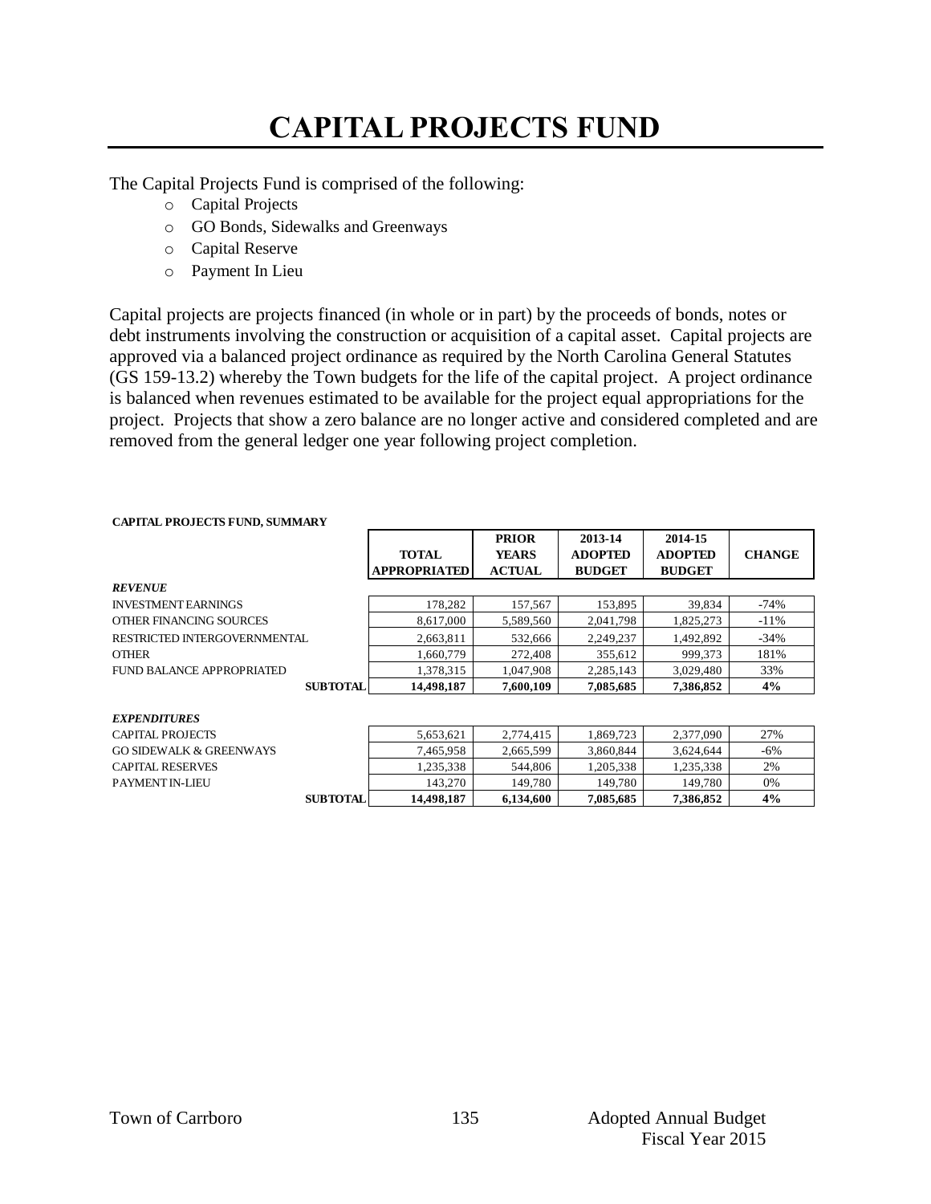# CAPITAL PROJECTS FUND

The Capital Projects Fund is comprised of the following:

- Capital Projects
- GO Bonds, Sidewalks and Greenways
- Capital Reserve
- Payment In Lieu

Capital projects are projects financed (in whole or in part) by the proceeds of bonds, notes or debt instruments involving the construction or acquisition of a capital asset. Capital projects are approved via a balanced project ordinance as required by the North Carolina General Statutes (GS 159-13.2) whereby the Town budgets for the life of the capital project. A project ordinance is balanced when revenues estimated to be available for the project equal appropriations for the project. Projects that show a zero balance are no longer active and considered completed and are removed from the general ledger one year following project completion.

**CAPITAL PROJECTS FUND, SUMMARY**

| | TOTAL APPROPRIATED | PRIOR YEARS ACTUAL | 2013-14 ADOPTED BUDGET | 2014-15 ADOPTED BUDGET | CHANGE |
|---|---|---|---|---|---|
| ***REVENUE*** | | | | | |
| INVESTMENT EARNINGS | 178,282 | 157,567 | 153,895 | 39,834 | -74% |
| OTHER FINANCING SOURCES | 8,617,000 | 5,589,560 | 2,041,798 | 1,825,273 | -11% |
| RESTRICTED INTERGOVERNMENTAL | 2,663,811 | 532,666 | 2,249,237 | 1,492,892 | -34% |
| OTHER | 1,660,779 | 272,408 | 355,612 | 999,373 | 181% |
| FUND BALANCE APPROPRIATED | 1,378,315 | 1,047,908 | 2,285,143 | 3,029,480 | 33% |
| **SUBTOTAL** | **14,498,187** | **7,600,109** | **7,085,685** | **7,386,852** | **4%** |
| ***EXPENDITURES*** | | | | | |
| CAPITAL PROJECTS | 5,653,621 | 2,774,415 | 1,869,723 | 2,377,090 | 27% |
| GO SIDEWALK & GREENWAYS | 7,465,958 | 2,665,599 | 3,860,844 | 3,624,644 | -6% |
| CAPITAL RESERVES | 1,235,338 | 544,806 | 1,205,338 | 1,235,338 | 2% |
| PAYMENT IN-LIEU | 143,270 | 149,780 | 149,780 | 149,780 | 0% |
| **SUBTOTAL** | **14,498,187** | **6,134,600** | **7,085,685** | **7,386,852** | **4%** |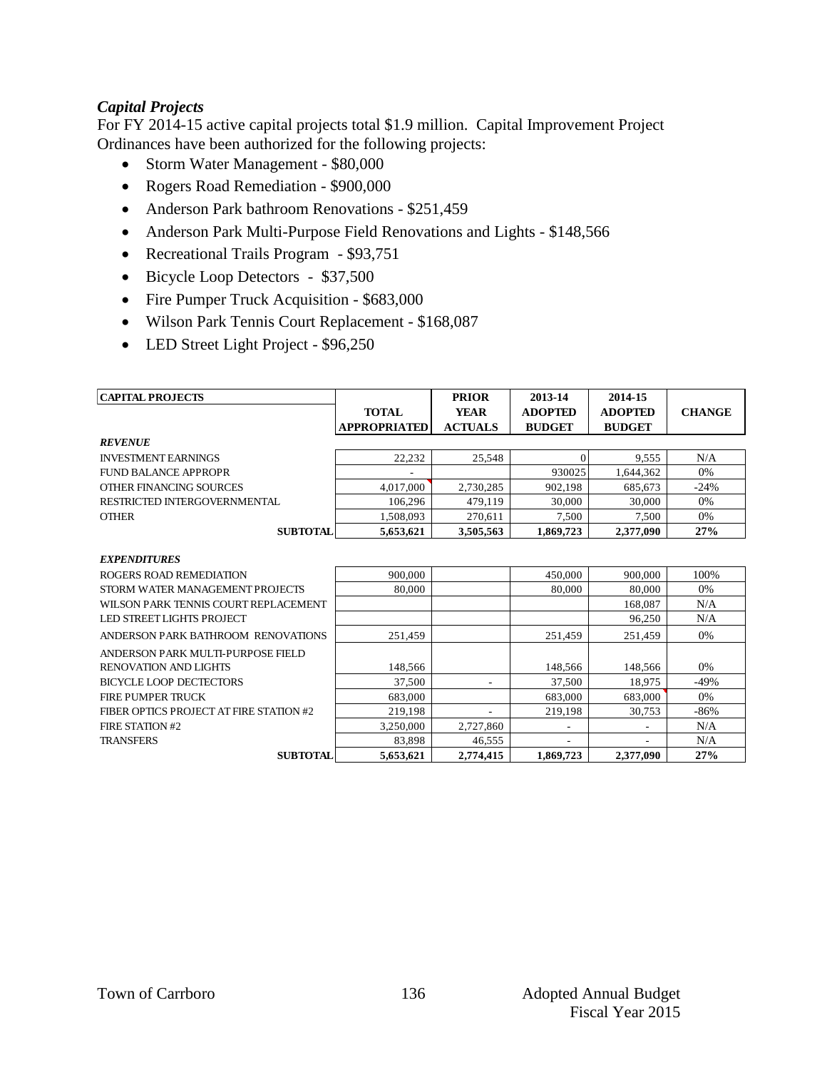### *Capital Projects*

For FY 2014-15 active capital projects total $1.9 million. Capital Improvement Project Ordinances have been authorized for the following projects:

- Storm Water Management - $80,000
- Rogers Road Remediation - $900,000
- Anderson Park bathroom Renovations - $251,459
- Anderson Park Multi-Purpose Field Renovations and Lights - $148,566
- Recreational Trails Program - $93,751
- Bicycle Loop Detectors - $37,500
- Fire Pumper Truck Acquisition - $683,000
- Wilson Park Tennis Court Replacement - $168,087
- LED Street Light Project - $96,250

| CAPITAL PROJECTS | TOTAL APPROPRIATED | PRIOR YEAR ACTUALS | 2013-14 ADOPTED BUDGET | 2014-15 ADOPTED BUDGET | CHANGE |
|---|---|---|---|---|---|
| ***REVENUE*** | | | | | |
| INVESTMENT EARNINGS | 22,232 | 25,548 | 0 | 9,555 | N/A |
| FUND BALANCE APPROPR | - | | 930025 | 1,644,362 | 0% |
| OTHER FINANCING SOURCES | 4,017,000 | 2,730,285 | 902,198 | 685,673 | -24% |
| RESTRICTED INTERGOVERNMENTAL | 106,296 | 479,119 | 30,000 | 30,000 | 0% |
| OTHER | 1,508,093 | 270,611 | 7,500 | 7,500 | 0% |
| **SUBTOTAL** | **5,653,621** | **3,505,563** | **1,869,723** | **2,377,090** | **27%** |
| ***EXPENDITURES*** | | | | | |
| ROGERS ROAD REMEDIATION | 900,000 | | 450,000 | 900,000 | 100% |
| STORM WATER MANAGEMENT PROJECTS | 80,000 | | 80,000 | 80,000 | 0% |
| WILSON PARK TENNIS COURT REPLACEMENT | | | | 168,087 | N/A |
| LED STREET LIGHTS PROJECT | | | | 96,250 | N/A |
| ANDERSON PARK BATHROOM RENOVATIONS | 251,459 | | 251,459 | 251,459 | 0% |
| ANDERSON PARK MULTI-PURPOSE FIELD RENOVATION AND LIGHTS | 148,566 | | 148,566 | 148,566 | 0% |
| BICYCLE LOOP DECTECTORS | 37,500 | - | 37,500 | 18,975 | -49% |
| FIRE PUMPER TRUCK | 683,000 | | 683,000 | 683,000 | 0% |
| FIBER OPTICS PROJECT AT FIRE STATION #2 | 219,198 | - | 219,198 | 30,753 | -86% |
| FIRE STATION #2 | 3,250,000 | 2,727,860 | - | - | N/A |
| TRANSFERS | 83,898 | 46,555 | - | - | N/A |
| **SUBTOTAL** | **5,653,621** | **2,774,415** | **1,869,723** | **2,377,090** | **27%** |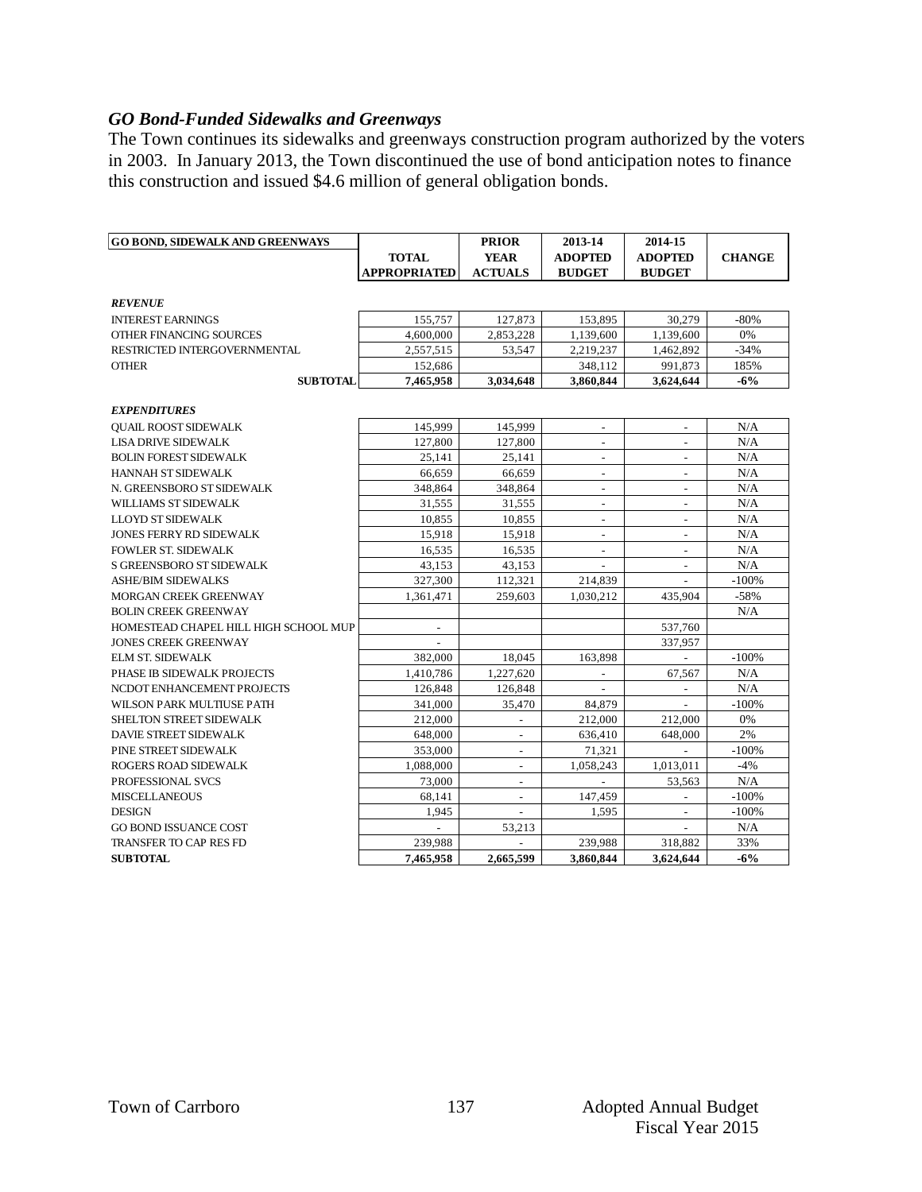### *GO Bond-Funded Sidewalks and Greenways*

The Town continues its sidewalks and greenways construction program authorized by the voters in 2003. In January 2013, the Town discontinued the use of bond anticipation notes to finance this construction and issued $4.6 million of general obligation bonds.

| GO BOND, SIDEWALK AND GREENWAYS | TOTAL APPROPRIATED | PRIOR YEAR ACTUALS | 2013-14 ADOPTED BUDGET | 2014-15 ADOPTED BUDGET | CHANGE |
|---|---|---|---|---|---|
| ***REVENUE*** | | | | | |
| INTEREST EARNINGS | 155,757 | 127,873 | 153,895 | 30,279 | -80% |
| OTHER FINANCING SOURCES | 4,600,000 | 2,853,228 | 1,139,600 | 1,139,600 | 0% |
| RESTRICTED INTERGOVERNMENTAL | 2,557,515 | 53,547 | 2,219,237 | 1,462,892 | -34% |
| OTHER | 152,686 | | 348,112 | 991,873 | 185% |
| **SUBTOTAL** | **7,465,958** | **3,034,648** | **3,860,844** | **3,624,644** | **-6%** |
| ***EXPENDITURES*** | | | | | |
| QUAIL ROOST SIDEWALK | 145,999 | 145,999 | - | - | N/A |
| LISA DRIVE SIDEWALK | 127,800 | 127,800 | - | - | N/A |
| BOLIN FOREST SIDEWALK | 25,141 | 25,141 | - | - | N/A |
| HANNAH ST SIDEWALK | 66,659 | 66,659 | - | - | N/A |
| N. GREENSBORO ST SIDEWALK | 348,864 | 348,864 | - | - | N/A |
| WILLIAMS ST SIDEWALK | 31,555 | 31,555 | - | - | N/A |
| LLOYD ST SIDEWALK | 10,855 | 10,855 | - | - | N/A |
| JONES FERRY RD SIDEWALK | 15,918 | 15,918 | - | - | N/A |
| FOWLER ST. SIDEWALK | 16,535 | 16,535 | - | - | N/A |
| S GREENSBORO ST SIDEWALK | 43,153 | 43,153 | - | - | N/A |
| ASHE/BIM SIDEWALKS | 327,300 | 112,321 | 214,839 | - | -100% |
| MORGAN CREEK GREENWAY | 1,361,471 | 259,603 | 1,030,212 | 435,904 | -58% |
| BOLIN CREEK GREENWAY | | | | | N/A |
| HOMESTEAD CHAPEL HILL HIGH SCHOOL MUP | - | | | 537,760 | |
| JONES CREEK GREENWAY | - | | | 337,957 | |
| ELM ST. SIDEWALK | 382,000 | 18,045 | 163,898 | - | -100% |
| PHASE IB SIDEWALK PROJECTS | 1,410,786 | 1,227,620 | - | 67,567 | N/A |
| NCDOT ENHANCEMENT PROJECTS | 126,848 | 126,848 | - | - | N/A |
| WILSON PARK MULTIUSE PATH | 341,000 | 35,470 | 84,879 | - | -100% |
| SHELTON STREET SIDEWALK | 212,000 | - | 212,000 | 212,000 | 0% |
| DAVIE STREET SIDEWALK | 648,000 | - | 636,410 | 648,000 | 2% |
| PINE STREET SIDEWALK | 353,000 | - | 71,321 | - | -100% |
| ROGERS ROAD SIDEWALK | 1,088,000 | - | 1,058,243 | 1,013,011 | -4% |
| PROFESSIONAL SVCS | 73,000 | - | - | 53,563 | N/A |
| MISCELLANEOUS | 68,141 | - | 147,459 | - | -100% |
| DESIGN | 1,945 | - | 1,595 | - | -100% |
| GO BOND ISSUANCE COST | - | 53,213 | | - | N/A |
| TRANSFER TO CAP RES FD | 239,988 | - | 239,988 | 318,882 | 33% |
| **SUBTOTAL** | **7,465,958** | **2,665,599** | **3,860,844** | **3,624,644** | **-6%** |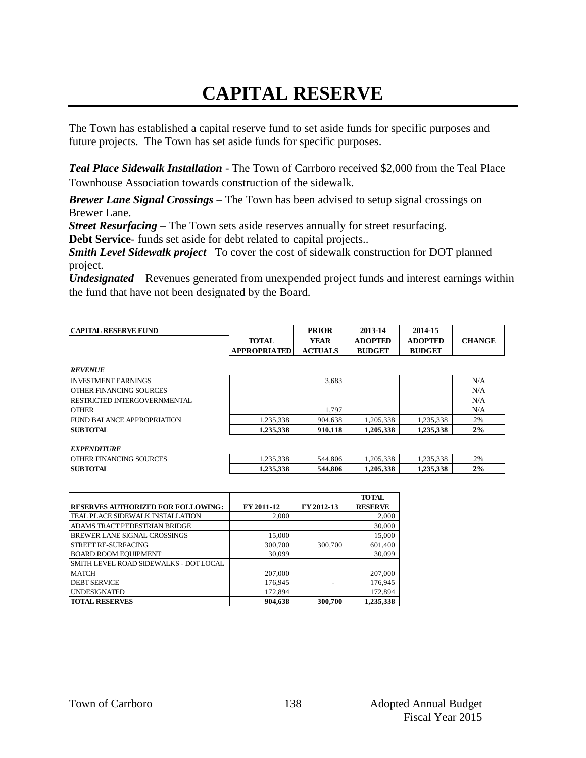# CAPITAL RESERVE

The Town has established a capital reserve fund to set aside funds for specific purposes and future projects. The Town has set aside funds for specific purposes.

***Teal Place Sidewalk Installation*** - The Town of Carrboro received $2,000 from the Teal Place Townhouse Association towards construction of the sidewalk.

***Brewer Lane Signal Crossings*** – The Town has been advised to setup signal crossings on Brewer Lane.

***Street Resurfacing*** – The Town sets aside reserves annually for street resurfacing.

**Debt Service**- funds set aside for debt related to capital projects..

***Smith Level Sidewalk project*** –To cover the cost of sidewalk construction for DOT planned project.

***Undesignated*** – Revenues generated from unexpended project funds and interest earnings within the fund that have not been designated by the Board.

| CAPITAL RESERVE FUND | TOTAL APPROPRIATED | PRIOR YEAR ACTUALS | 2013-14 ADOPTED BUDGET | 2014-15 ADOPTED BUDGET | CHANGE |
|---|---|---|---|---|---|
| ***REVENUE*** | | | | | |
| INVESTMENT EARNINGS | | 3,683 | | | N/A |
| OTHER FINANCING SOURCES | | | | | N/A |
| RESTRICTED INTERGOVERNMENTAL | | | | | N/A |
| OTHER | | 1,797 | | | N/A |
| FUND BALANCE APPROPRIATION | 1,235,338 | 904,638 | 1,205,338 | 1,235,338 | 2% |
| **SUBTOTAL** | **1,235,338** | **910,118** | **1,205,338** | **1,235,338** | **2%** |
| ***EXPENDITURE*** | | | | | |
| OTHER FINANCING SOURCES | 1,235,338 | 544,806 | 1,205,338 | 1,235,338 | 2% |
| **SUBTOTAL** | **1,235,338** | **544,806** | **1,205,338** | **1,235,338** | **2%** |

| RESERVES AUTHORIZED FOR FOLLOWING: | FY 2011-12 | FY 2012-13 | TOTAL RESERVE |
|---|---|---|---|
| TEAL PLACE SIDEWALK INSTALLATION | 2,000 | | 2,000 |
| ADAMS TRACT PEDESTRIAN BRIDGE | | | 30,000 |
| BREWER LANE SIGNAL CROSSINGS | 15,000 | | 15,000 |
| STREET RE-SURFACING | 300,700 | 300,700 | 601,400 |
| BOARD ROOM EQUIPMENT | 30,099 | | 30,099 |
| SMITH LEVEL ROAD SIDEWALKS - DOT LOCAL MATCH | 207,000 | | 207,000 |
| DEBT SERVICE | 176,945 | - | 176,945 |
| UNDESIGNATED | 172,894 | | 172,894 |
| **TOTAL RESERVES** | **904,638** | **300,700** | **1,235,338** |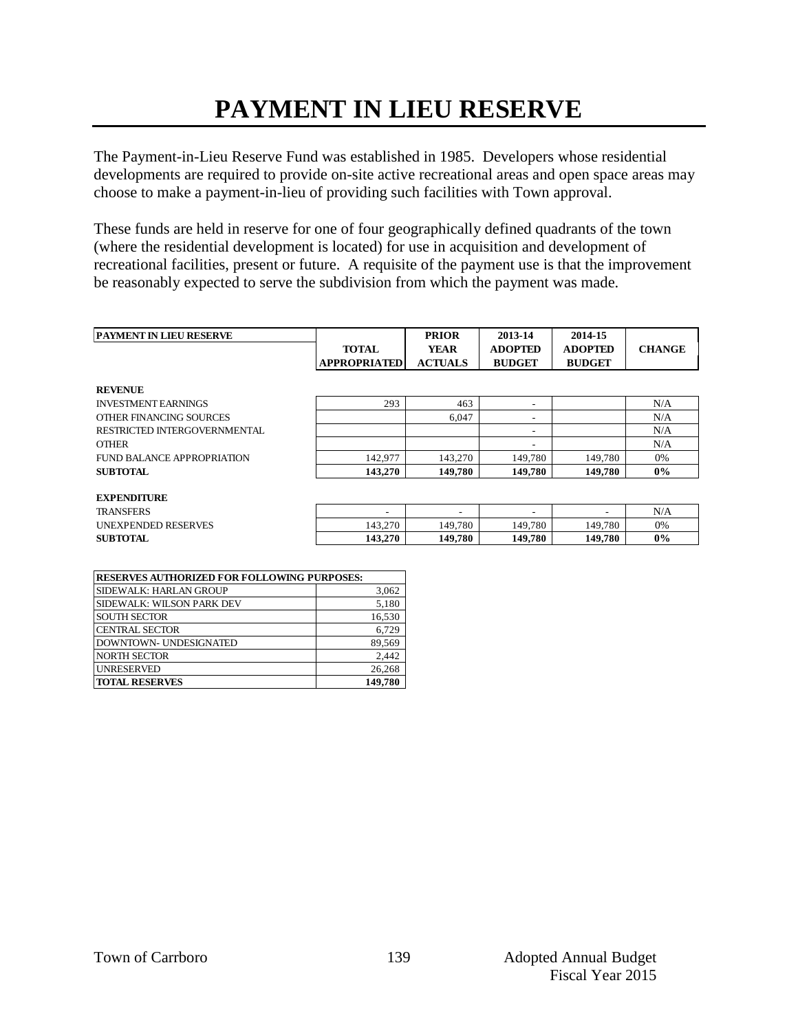# PAYMENT IN LIEU RESERVE

The Payment-in-Lieu Reserve Fund was established in 1985. Developers whose residential developments are required to provide on-site active recreational areas and open space areas may choose to make a payment-in-lieu of providing such facilities with Town approval.

These funds are held in reserve for one of four geographically defined quadrants of the town (where the residential development is located) for use in acquisition and development of recreational facilities, present or future. A requisite of the payment use is that the improvement be reasonably expected to serve the subdivision from which the payment was made.

| PAYMENT IN LIEU RESERVE | TOTAL APPROPRIATED | PRIOR YEAR ACTUALS | 2013-14 ADOPTED BUDGET | 2014-15 ADOPTED BUDGET | CHANGE |
|---|---|---|---|---|---|
| **REVENUE** | | | | | |
| INVESTMENT EARNINGS | 293 | 463 | - | | N/A |
| OTHER FINANCING SOURCES | | 6,047 | - | | N/A |
| RESTRICTED INTERGOVERNMENTAL | | | - | | N/A |
| OTHER | | | - | | N/A |
| FUND BALANCE APPROPRIATION | 142,977 | 143,270 | 149,780 | 149,780 | 0% |
| **SUBTOTAL** | **143,270** | **149,780** | **149,780** | **149,780** | **0%** |
| **EXPENDITURE** | | | | | |
| TRANSFERS | - | - | - | - | N/A |
| UNEXPENDED RESERVES | 143,270 | 149,780 | 149,780 | 149,780 | 0% |
| **SUBTOTAL** | **143,270** | **149,780** | **149,780** | **149,780** | **0%** |

| RESERVES AUTHORIZED FOR FOLLOWING PURPOSES: | |
|---|---|
| SIDEWALK: HARLAN GROUP | 3,062 |
| SIDEWALK: WILSON PARK DEV | 5,180 |
| SOUTH SECTOR | 16,530 |
| CENTRAL SECTOR | 6,729 |
| DOWNTOWN- UNDESIGNATED | 89,569 |
| NORTH SECTOR | 2,442 |
| UNRESERVED | 26,268 |
| **TOTAL RESERVES** | **149,780** |